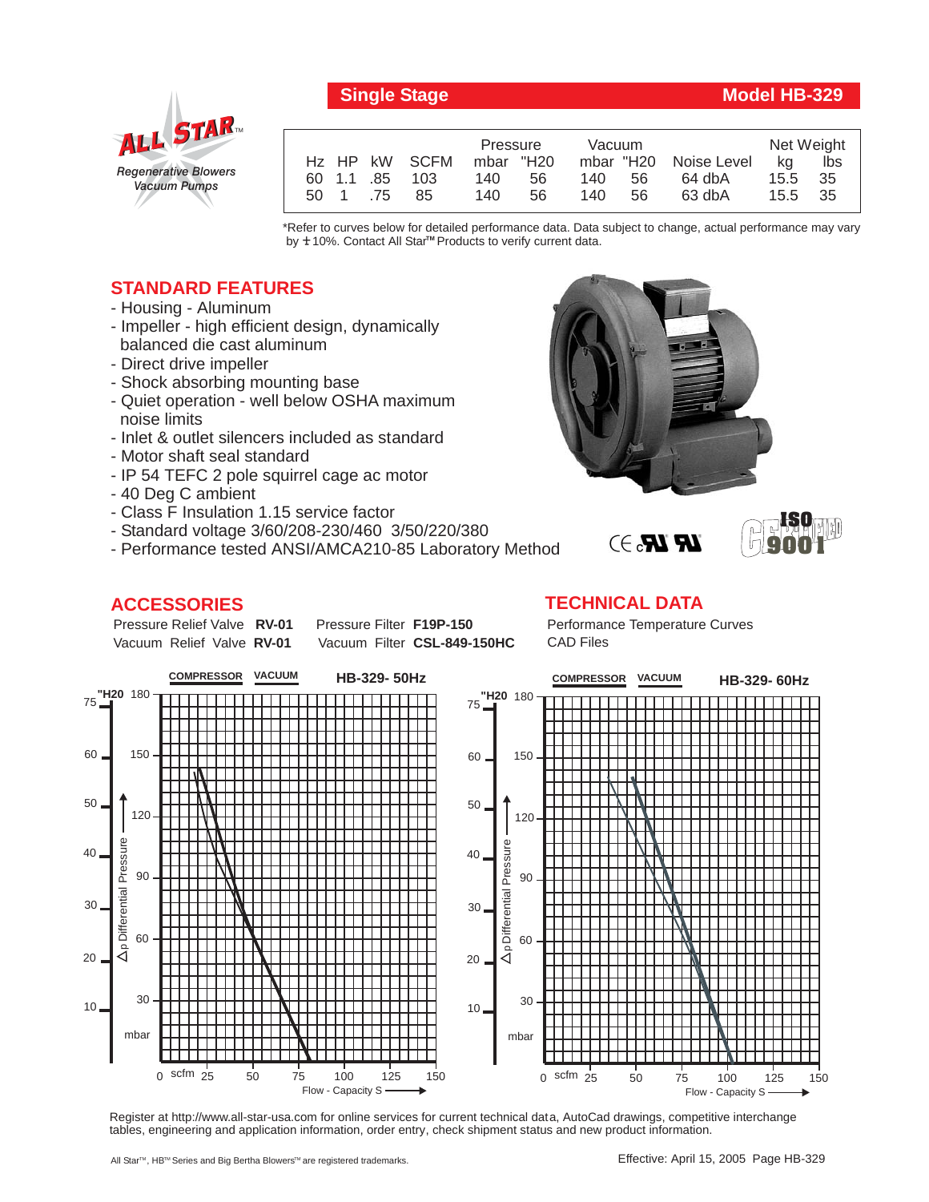**Single Stage** — **Model HB-329**

ALL STAR™ Regenerative Blowers Vacuum Pumps

| Hz | HP | kW | SCFM | Pressure mbar | Pressure "H20 | Vacuum mbar | Vacuum "H20 | Noise Level | Net Weight kg | Net Weight lbs |
|---|---|---|---|---|---|---|---|---|---|---|
| 60 | 1.1 | .85 | 103 | 140 | 56 | 140 | 56 | 64 dbA | 15.5 | 35 |
| 50 | 1 | .75 | 85 | 140 | 56 | 140 | 56 | 63 dbA | 15.5 | 35 |

*Refer to curves below for detailed performance data. Data subject to change, actual performance may vary by ± 10%. Contact All Star™ Products to verify current data.

## STANDARD FEATURES

- Housing - Aluminum
- Impeller - high efficient design, dynamically balanced die cast aluminum
- Direct drive impeller
- Shock absorbing mounting base
- Quiet operation - well below OSHA maximum noise limits
- Inlet & outlet silencers included as standard
- Motor shaft seal standard
- IP 54 TEFC 2 pole squirrel cage ac motor
- 40 Deg C ambient
- Class F Insulation 1.15 service factor
- Standard voltage 3/60/208-230/460 3/50/220/380
- Performance tested ANSI/AMCA210-85 Laboratory Method

## ACCESSORIES

| | | | |
|---|---|---|---|
| Pressure Relief Valve | **RV-01** | Pressure Filter | **F19P-150** |
| Vacuum Relief Valve | **RV-01** | Vacuum Filter | **CSL-849-150HC** |

## TECHNICAL DATA

Performance Temperature Curves
CAD Files

**HB-329- 50Hz** (COMPRESSOR / VACUUM) — Δp Differential Pressure ("H20: 10–75; mbar: 30–180) vs. Flow - Capacity S (scfm: 0–150)

**HB-329- 60Hz** (COMPRESSOR / VACUUM) — Δp Differential Pressure ("H20: 10–75; mbar: 30–180) vs. Flow - Capacity S (scfm: 0–150)

Register at http://www.all-star-usa.com for online services for current technical data, AutoCad drawings, competitive interchange tables, engineering and application information, order entry, check shipment status and new product information.

All Star™, HB™ Series and Big Bertha Blowers™ are registered trademarks.

Effective: April 15, 2005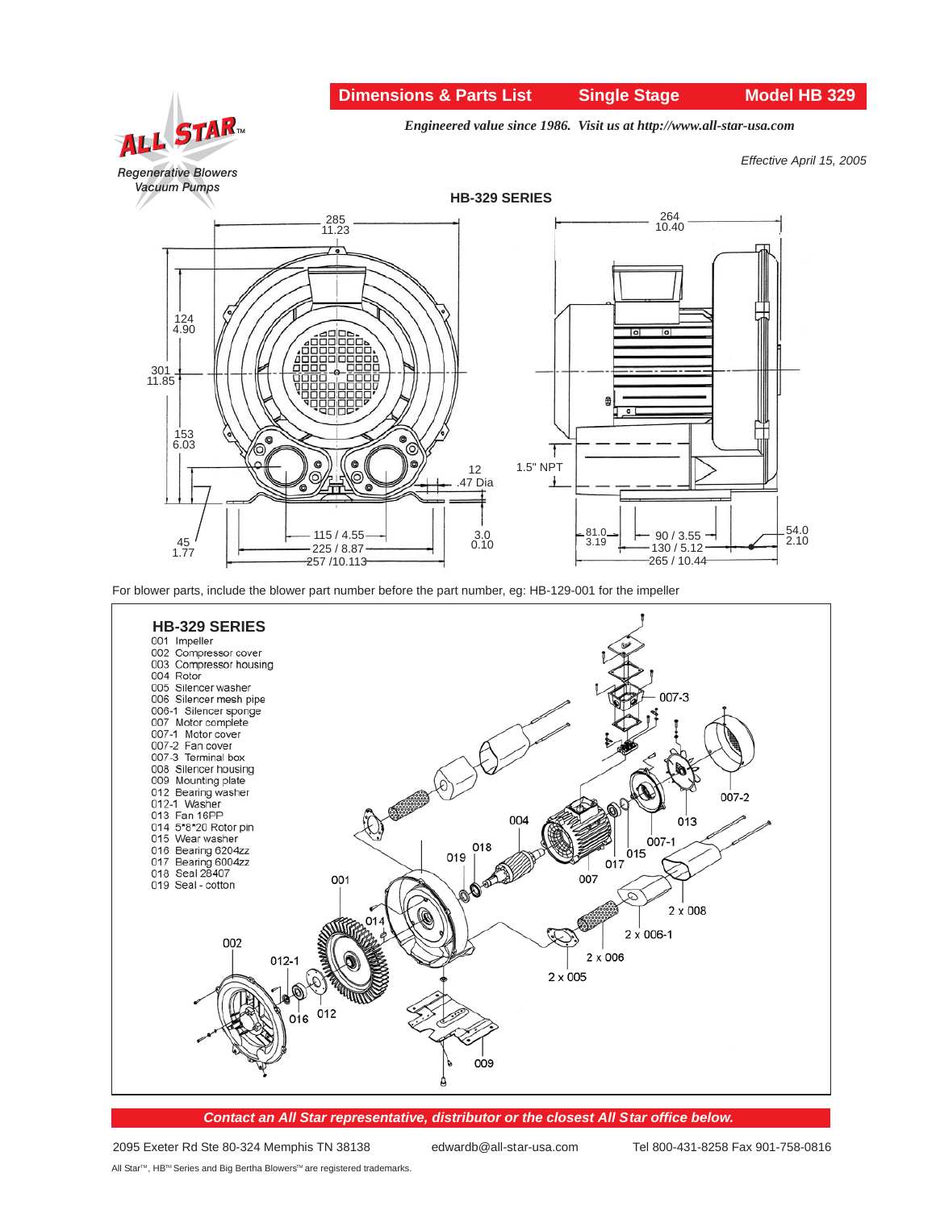## Dimensions & Parts List — Single Stage — Model HB 329

ALL STAR™
*Regenerative Blowers*
*Vacuum Pumps*

***Engineered value since 1986. Visit us at http://www.all-star-usa.com***

*Effective April 15, 2005*

### HB-329 SERIES

285
11.23

124
4.90

301
11.85

153
6.03

45
1.77

12
.47 Dia

3.0
0.10

115 / 4.55
225 / 8.87
257 /10.113

264
10.40

1.5" NPT

81.0
3.19

90 / 3.55
130 / 5.12
265 / 10.44

54.0
2.10

For blower parts, include the blower part number before the part number, eg: HB-129-001 for the impeller

### HB-329 SERIES

- 001 Impeller
- 002 Compressor cover
- 003 Compressor housing
- 004 Rotor
- 005 Silencer washer
- 006 Silencer mesh pipe
- 006-1 Silencer sponge
- 007 Motor complete
- 007-1 Motor cover
- 007-2 Fan cover
- 007-3 Terminal box
- 008 Silencer housing
- 009 Mounting plate
- 012 Bearing washer
- 012-1 Washer
- 013 Fan 16PP
- 014 5*8*20 Rotor pin
- 015 Wear washer
- 016 Bearing 6204zz
- 017 Bearing 6004zz
- 018 Seal 28407
- 019 Seal - cotton

007-3
007-2
013
004
007-1
018
015
019
017
007
001
2 x 008
014
2 x 006-1
002
2 x 006
012-1
2 x 005
016
012
009

***Contact an All Star representative, distributor or the closest All Star office below.***

2095 Exeter Rd Ste 80-324 Memphis TN 38138 — edwardb@all-star-usa.com — Tel 800-431-8258 Fax 901-758-0816

All Star™, HB™ Series and Big Bertha Blowers™ are registered trademarks.